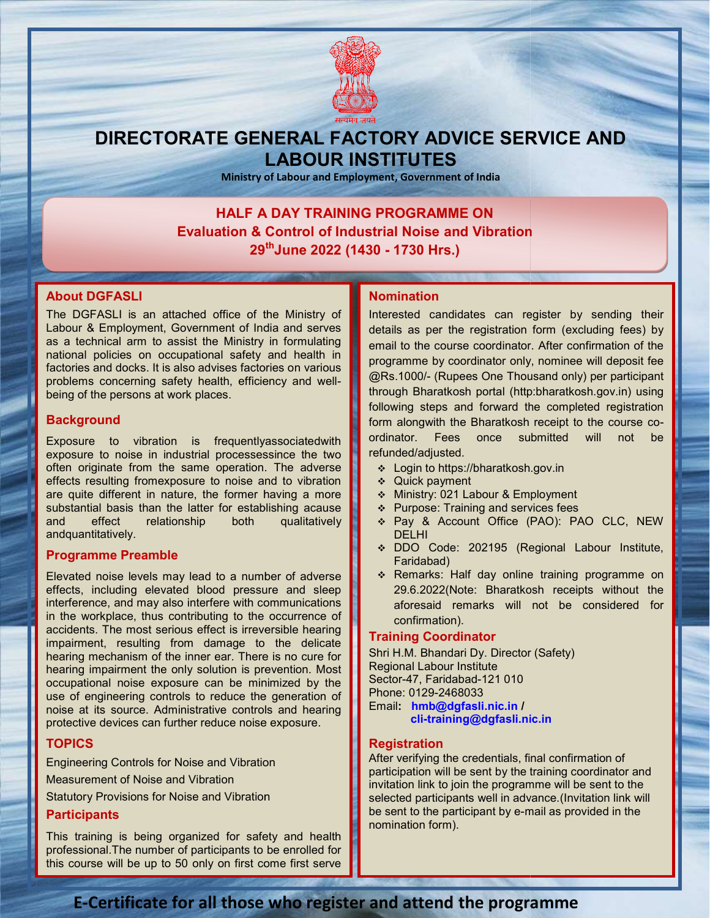सत्यमेव जयते

# DIRECTORATE GENERAL FACTORY ADVICE SERVICE AND LABOUR INSTITUTES

**Ministry of Labour and Employment, Government of India**

## HALF A DAY TRAINING PROGRAMME ON
## Evaluation & Control of Industrial Noise and Vibration
## 29th June 2022 (1430 - 1730 Hrs.)

### About DGFASLI

The DGFASLI is an attached office of the Ministry of Labour & Employment, Government of India and serves as a technical arm to assist the Ministry in formulating national policies on occupational safety and health in factories and docks. It is also advises factories on various problems concerning safety health, efficiency and well-being of the persons at work places.

### Background

Exposure to vibration is frequentlyassociatedwith exposure to noise in industrial processessince the two often originate from the same operation. The adverse effects resulting fromexposure to noise and to vibration are quite different in nature, the former having a more substantial basis than the latter for establishing acause and effect relationship both qualitatively andquantitatively.

### Programme Preamble

Elevated noise levels may lead to a number of adverse effects, including elevated blood pressure and sleep interference, and may also interfere with communications in the workplace, thus contributing to the occurrence of accidents. The most serious effect is irreversible hearing impairment, resulting from damage to the delicate hearing mechanism of the inner ear. There is no cure for hearing impairment the only solution is prevention. Most occupational noise exposure can be minimized by the use of engineering controls to reduce the generation of noise at its source. Administrative controls and hearing protective devices can further reduce noise exposure.

### TOPICS

Engineering Controls for Noise and Vibration

Measurement of Noise and Vibration

Statutory Provisions for Noise and Vibration

### Participants

This training is being organized for safety and health professional.The number of participants to be enrolled for this course will be up to 50 only on first come first serve

### Nomination

Interested candidates can register by sending their details as per the registration form (excluding fees) by email to the course coordinator. After confirmation of the programme by coordinator only, nominee will deposit fee @Rs.1000/- (Rupees One Thousand only) per participant through Bharatkosh portal (http:bharatkosh.gov.in) using following steps and forward the completed registration form alongwith the Bharatkosh receipt to the course co-ordinator. Fees once submitted will not be refunded/adjusted.

- Login to https://bharatkosh.gov.in
- Quick payment
- Ministry: 021 Labour & Employment
- Purpose: Training and services fees
- Pay & Account Office (PAO): PAO CLC, NEW DELHI
- DDO Code: 202195 (Regional Labour Institute, Faridabad)
- Remarks: Half day online training programme on 29.6.2022(Note: Bharatkosh receipts without the aforesaid remarks will not be considered for confirmation).

### Training Coordinator

Shri H.M. Bhandari Dy. Director (Safety)
Regional Labour Institute
Sector-47, Faridabad-121 010
Phone: 0129-2468033
Email: **hmb@dgfasli.nic.in** / **cli-training@dgfasli.nic.in**

### Registration

After verifying the credentials, final confirmation of participation will be sent by the training coordinator and invitation link to join the programme will be sent to the selected participants well in advance.(Invitation link will be sent to the participant by e-mail as provided in the nomination form).

**E-Certificate for all those who register and attend the programme**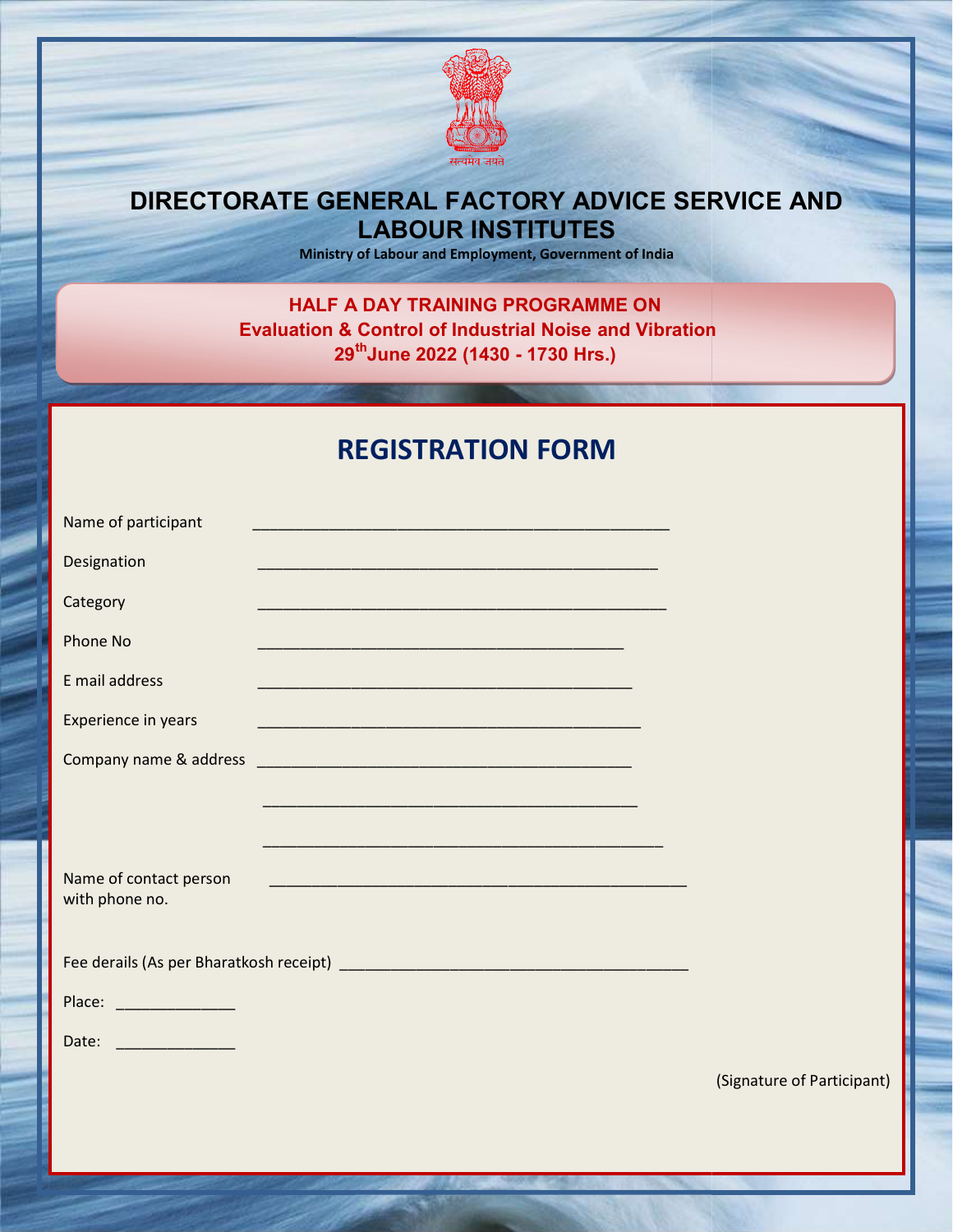सत्यमेव जयते

# DIRECTORATE GENERAL FACTORY ADVICE SERVICE AND LABOUR INSTITUTES

**Ministry of Labour and Employment, Government of India**

**HALF A DAY TRAINING PROGRAMME ON**
**Evaluation & Control of Industrial Noise and Vibration**
**29th June 2022 (1430 - 1730 Hrs.)**

## REGISTRATION FORM

Name of participant ______________________________________________

Designation ______________________________________________

Category ______________________________________________

Phone No ______________________________________________

E mail address ______________________________________________

Experience in years ______________________________________________

Company name & address ______________________________________________

______________________________________________

______________________________________________

Name of contact person with phone no. ______________________________________________

Fee derails (As per Bharatkosh receipt) ______________________________________

Place: ______________

Date: ______________

(Signature of Participant)